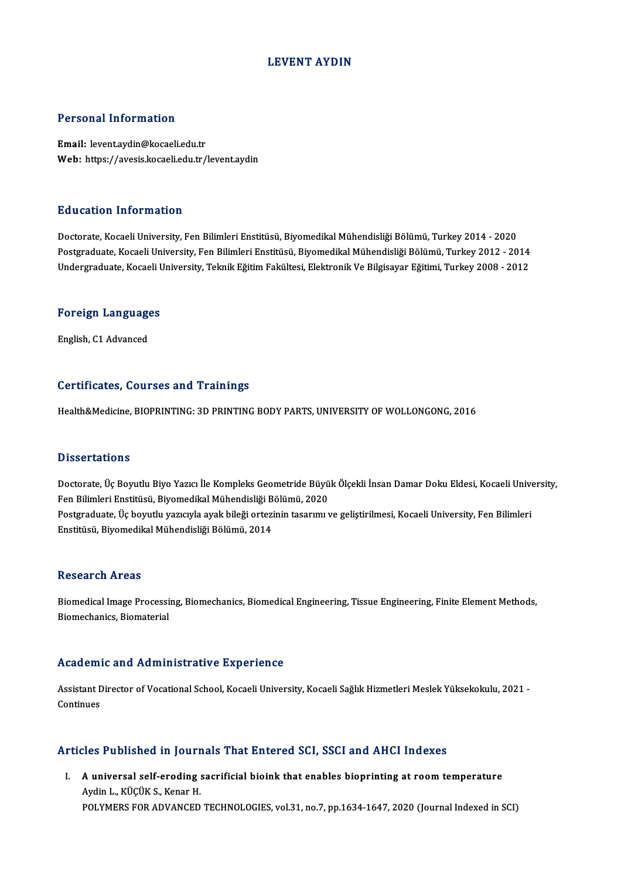# LEVENT AYDIN

## Personal Information

**Email:** levent.aydin@kocaeli.edu.tr
**Web:** https://avesis.kocaeli.edu.tr/levent.aydin

## Education Information

Doctorate, Kocaeli University, Fen Bilimleri Enstitüsü, Biyomedikal Mühendisliği Bölümü, Turkey 2014 - 2020
Postgraduate, Kocaeli University, Fen Bilimleri Enstitüsü, Biyomedikal Mühendisliği Bölümü, Turkey 2012 - 2014
Undergraduate, Kocaeli University, Teknik Eğitim Fakültesi, Elektronik Ve Bilgisayar Eğitimi, Turkey 2008 - 2012

## Foreign Languages

English, C1 Advanced

## Certificates, Courses and Trainings

Health&Medicine, BIOPRINTING: 3D PRINTING BODY PARTS, UNIVERSITY OF WOLLONGONG, 2016

## Dissertations

Doctorate, Üç Boyutlu Biyo Yazıcı İle Kompleks Geometride Büyük Ölçekli İnsan Damar Doku Eldesi, Kocaeli University, Fen Bilimleri Enstitüsü, Biyomedikal Mühendisliği Bölümü, 2020
Postgraduate, Üç boyutlu yazıcıyla ayak bileği ortezinin tasarımı ve geliştirilmesi, Kocaeli University, Fen Bilimleri Enstitüsü, Biyomedikal Mühendisliği Bölümü, 2014

## Research Areas

Biomedical Image Processing, Biomechanics, Biomedical Engineering, Tissue Engineering, Finite Element Methods, Biomechanics, Biomaterial

## Academic and Administrative Experience

Assistant Director of Vocational School, Kocaeli University, Kocaeli Sağlık Hizmetleri Meslek Yüksekokulu, 2021 - Continues

## Articles Published in Journals That Entered SCI, SSCI and AHCI Indexes

I. **A universal self-eroding sacrificial bioink that enables bioprinting at room temperature**
Aydin L., KÜÇÜK S., Kenar H.
POLYMERS FOR ADVANCED TECHNOLOGIES, vol.31, no.7, pp.1634-1647, 2020 (Journal Indexed in SCI)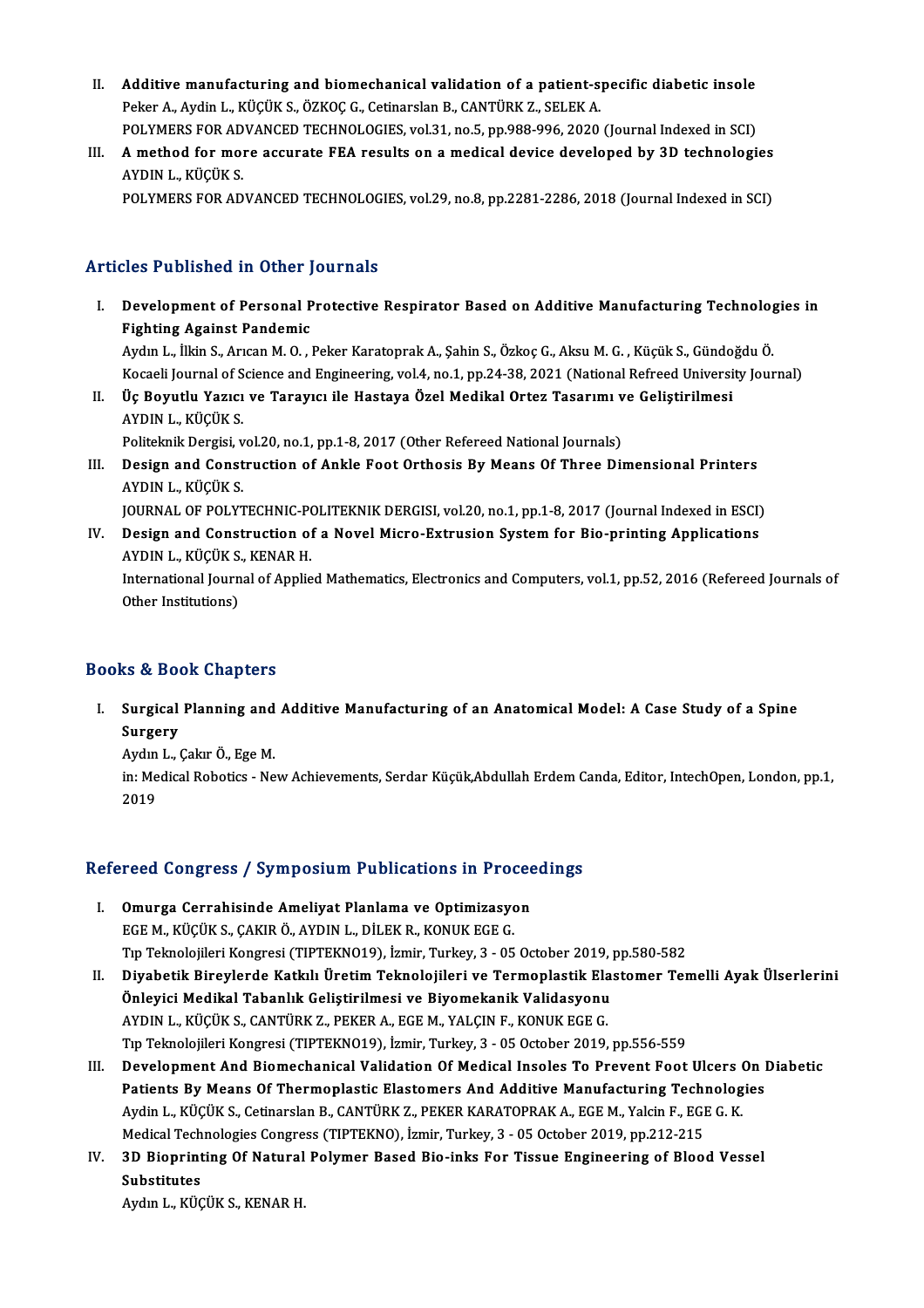II. **Additive manufacturing and biomechanical validation of a patient-specific diabetic insole**
Peker A., Aydin L., KÜÇÜK S., ÖZKOÇ G., Cetinarslan B., CANTÜRK Z., SELEK A.
POLYMERS FOR ADVANCED TECHNOLOGIES, vol.31, no.5, pp.988-996, 2020 (Journal Indexed in SCI)

III. **A method for more accurate FEA results on a medical device developed by 3D technologies**
AYDIN L., KÜÇÜK S.
POLYMERS FOR ADVANCED TECHNOLOGIES, vol.29, no.8, pp.2281-2286, 2018 (Journal Indexed in SCI)

## Articles Published in Other Journals

I. **Development of Personal Protective Respirator Based on Additive Manufacturing Technologies in Fighting Against Pandemic**
Aydın L., İlkin S., Arıcan M. O. , Peker Karatoprak A., Şahin S., Özkoç G., Aksu M. G. , Küçük S., Gündoğdu Ö.
Kocaeli Journal of Science and Engineering, vol.4, no.1, pp.24-38, 2021 (National Refreed University Journal)

II. **Üç Boyutlu Yazıcı ve Tarayıcı ile Hastaya Özel Medikal Ortez Tasarımı ve Geliştirilmesi**
AYDIN L., KÜÇÜK S.
Politeknik Dergisi, vol.20, no.1, pp.1-8, 2017 (Other Refereed National Journals)

III. **Design and Construction of Ankle Foot Orthosis By Means Of Three Dimensional Printers**
AYDIN L., KÜÇÜK S.
JOURNAL OF POLYTECHNIC-POLITEKNIK DERGISI, vol.20, no.1, pp.1-8, 2017 (Journal Indexed in ESCI)

IV. **Design and Construction of a Novel Micro-Extrusion System for Bio-printing Applications**
AYDIN L., KÜÇÜK S., KENAR H.
International Journal of Applied Mathematics, Electronics and Computers, vol.1, pp.52, 2016 (Refereed Journals of Other Institutions)

## Books & Book Chapters

I. **Surgical Planning and Additive Manufacturing of an Anatomical Model: A Case Study of a Spine Surgery**
Aydın L., Çakır Ö., Ege M.
in: Medical Robotics - New Achievements, Serdar Küçük,Abdullah Erdem Canda, Editor, IntechOpen, London, pp.1, 2019

## Refereed Congress / Symposium Publications in Proceedings

I. **Omurga Cerrahisinde Ameliyat Planlama ve Optimizasyon**
EGE M., KÜÇÜK S., ÇAKIR Ö., AYDIN L., DİLEK R., KONUK EGE G.
Tıp Teknolojileri Kongresi (TIPTEKNO19), İzmir, Turkey, 3 - 05 October 2019, pp.580-582

II. **Diyabetik Bireylerde Katkılı Üretim Teknolojileri ve Termoplastik Elastomer Temelli Ayak Ülserlerini Önleyici Medikal Tabanlık Geliştirilmesi ve Biyomekanik Validasyonu**
AYDIN L., KÜÇÜK S., CANTÜRK Z., PEKER A., EGE M., YALÇIN F., KONUK EGE G.
Tıp Teknolojileri Kongresi (TIPTEKNO19), İzmir, Turkey, 3 - 05 October 2019, pp.556-559

III. **Development And Biomechanical Validation Of Medical Insoles To Prevent Foot Ulcers On Diabetic Patients By Means Of Thermoplastic Elastomers And Additive Manufacturing Technologies**
Aydin L., KÜÇÜK S., Cetinarslan B., CANTÜRK Z., PEKER KARATOPRAK A., EGE M., Yalcin F., EGE G. K.
Medical Technologies Congress (TIPTEKNO), İzmir, Turkey, 3 - 05 October 2019, pp.212-215

IV. **3D Bioprinting Of Natural Polymer Based Bio-inks For Tissue Engineering of Blood Vessel Substitutes**
Aydın L., KÜÇÜK S., KENAR H.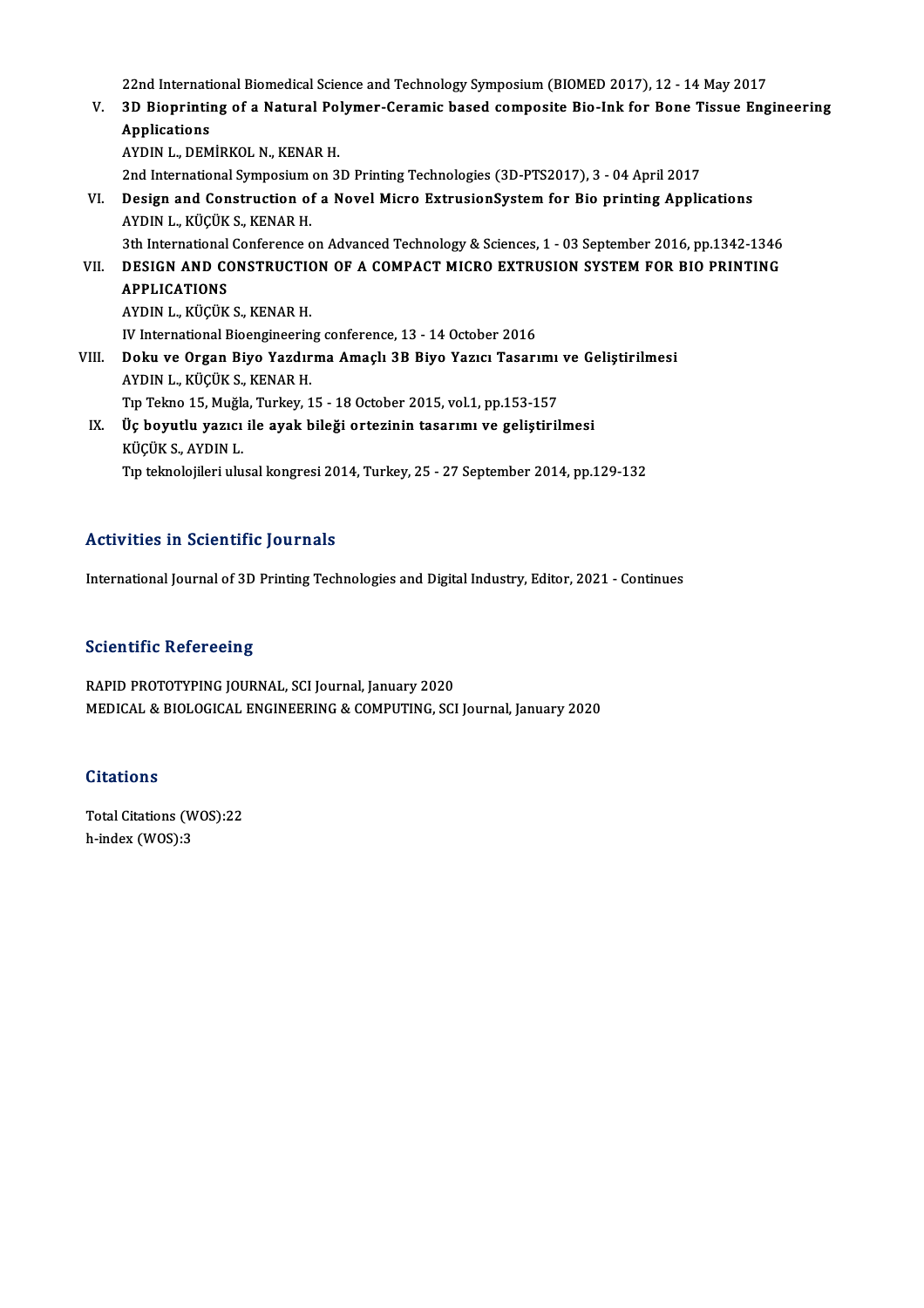22nd International Biomedical Science and Technology Symposium (BIOMED 2017), 12 - 14 May 2017

V. **3D Bioprinting of a Natural Polymer-Ceramic based composite Bio-Ink for Bone Tissue Engineering Applications**
AYDIN L., DEMİRKOL N., KENAR H.
2nd International Symposium on 3D Printing Technologies (3D-PTS2017), 3 - 04 April 2017

VI. **Design and Construction of a Novel Micro ExtrusionSystem for Bio printing Applications**
AYDIN L., KÜÇÜK S., KENAR H.
3th International Conference on Advanced Technology & Sciences, 1 - 03 September 2016, pp.1342-1346

VII. **DESIGN AND CONSTRUCTION OF A COMPACT MICRO EXTRUSION SYSTEM FOR BIO PRINTING APPLICATIONS**
AYDIN L., KÜÇÜK S., KENAR H.
IV International Bioengineering conference, 13 - 14 October 2016

VIII. **Doku ve Organ Biyo Yazdırma Amaçlı 3B Biyo Yazıcı Tasarımı ve Geliştirilmesi**
AYDIN L., KÜÇÜK S., KENAR H.
Tıp Tekno 15, Muğla, Turkey, 15 - 18 October 2015, vol.1, pp.153-157

IX. **Üç boyutlu yazıcı ile ayak bileği ortezinin tasarımı ve geliştirilmesi**
KÜÇÜK S., AYDIN L.
Tıp teknolojileri ulusal kongresi 2014, Turkey, 25 - 27 September 2014, pp.129-132

## Activities in Scientific Journals

International Journal of 3D Printing Technologies and Digital Industry, Editor, 2021 - Continues

## Scientific Refereeing

RAPID PROTOTYPING JOURNAL, SCI Journal, January 2020
MEDICAL & BIOLOGICAL ENGINEERING & COMPUTING, SCI Journal, January 2020

## Citations

Total Citations (WOS):22
h-index (WOS):3